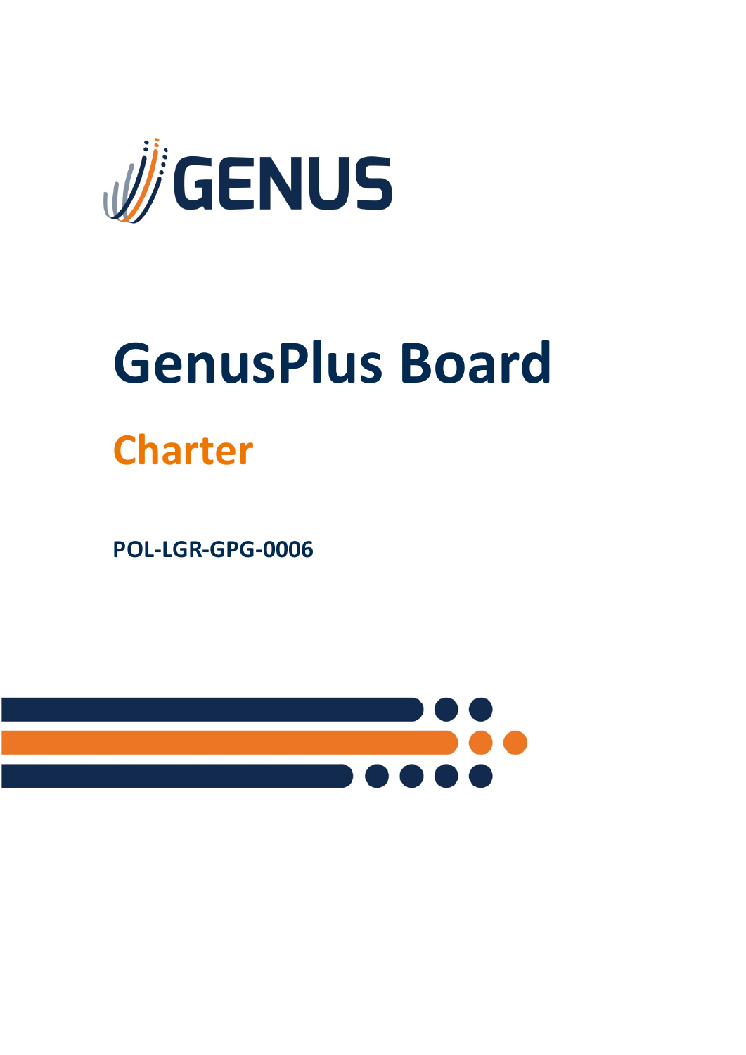GENUS

# GenusPlus Board

## Charter

**POL-LGR-GPG-0006**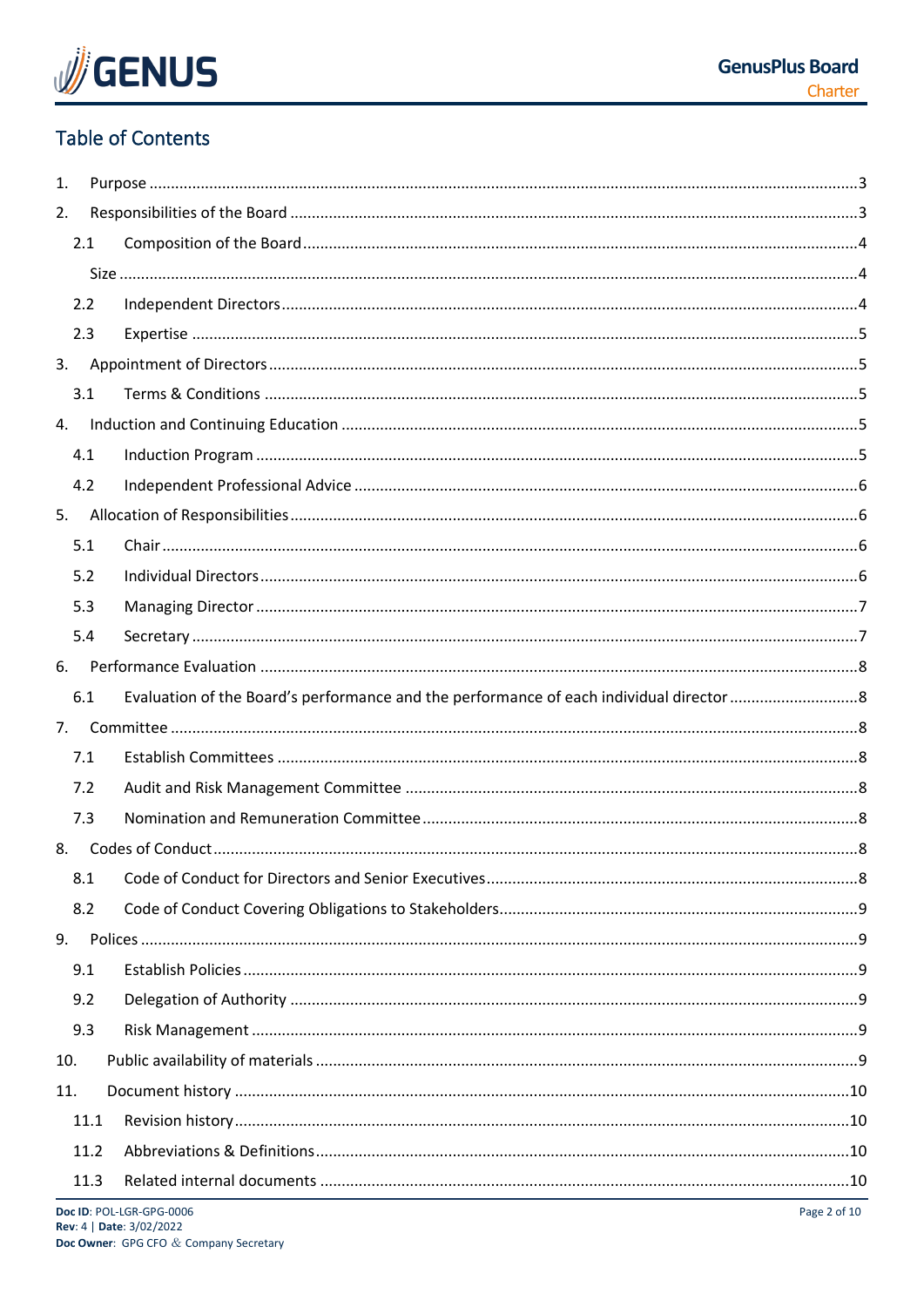## Table of Contents

1. Purpose ......................................................................................................3
2. Responsibilities of the Board ......................................................................3
   - 2.1 Composition of the Board ....................................................................4
     - Size ......................................................................................................4
   - 2.2 Independent Directors .........................................................................4
   - 2.3 Expertise ..............................................................................................5
3. Appointment of Directors ............................................................................5
   - 3.1 Terms & Conditions .............................................................................5
4. Induction and Continuing Education ............................................................5
   - 4.1 Induction Program ...............................................................................5
   - 4.2 Independent Professional Advice .........................................................6
5. Allocation of Responsibilities .......................................................................6
   - 5.1 Chair ....................................................................................................6
   - 5.2 Individual Directors .............................................................................6
   - 5.3 Managing Director ...............................................................................7
   - 5.4 Secretary .............................................................................................7
6. Performance Evaluation ..............................................................................8
   - 6.1 Evaluation of the Board's performance and the performance of each individual director ..........8
7. Committee ..................................................................................................8
   - 7.1 Establish Committees ...........................................................................8
   - 7.2 Audit and Risk Management Committee ...............................................8
   - 7.3 Nomination and Remuneration Committee ...........................................8
8. Codes of Conduct ........................................................................................8
   - 8.1 Code of Conduct for Directors and Senior Executives ...........................8
   - 8.2 Code of Conduct Covering Obligations to Stakeholders .........................9
9. Polices .........................................................................................................9
   - 9.1 Establish Policies ..................................................................................9
   - 9.2 Delegation of Authority .......................................................................9
   - 9.3 Risk Management ................................................................................9
10. Public availability of materials ...................................................................9
11. Document history ......................................................................................10
    - 11.1 Revision history ..................................................................................10
    - 11.2 Abbreviations & Definitions ................................................................10
    - 11.3 Related internal documents ...............................................................10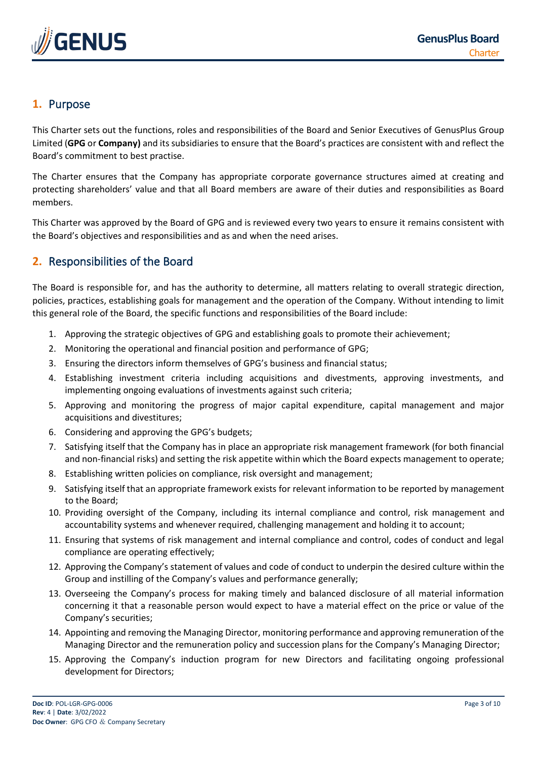## 1. Purpose

This Charter sets out the functions, roles and responsibilities of the Board and Senior Executives of GenusPlus Group Limited (**GPG** or **Company)** and its subsidiaries to ensure that the Board's practices are consistent with and reflect the Board's commitment to best practise.

The Charter ensures that the Company has appropriate corporate governance structures aimed at creating and protecting shareholders' value and that all Board members are aware of their duties and responsibilities as Board members.

This Charter was approved by the Board of GPG and is reviewed every two years to ensure it remains consistent with the Board's objectives and responsibilities and as and when the need arises.

## 2. Responsibilities of the Board

The Board is responsible for, and has the authority to determine, all matters relating to overall strategic direction, policies, practices, establishing goals for management and the operation of the Company. Without intending to limit this general role of the Board, the specific functions and responsibilities of the Board include:

1. Approving the strategic objectives of GPG and establishing goals to promote their achievement;
2. Monitoring the operational and financial position and performance of GPG;
3. Ensuring the directors inform themselves of GPG's business and financial status;
4. Establishing investment criteria including acquisitions and divestments, approving investments, and implementing ongoing evaluations of investments against such criteria;
5. Approving and monitoring the progress of major capital expenditure, capital management and major acquisitions and divestitures;
6. Considering and approving the GPG's budgets;
7. Satisfying itself that the Company has in place an appropriate risk management framework (for both financial and non-financial risks) and setting the risk appetite within which the Board expects management to operate;
8. Establishing written policies on compliance, risk oversight and management;
9. Satisfying itself that an appropriate framework exists for relevant information to be reported by management to the Board;
10. Providing oversight of the Company, including its internal compliance and control, risk management and accountability systems and whenever required, challenging management and holding it to account;
11. Ensuring that systems of risk management and internal compliance and control, codes of conduct and legal compliance are operating effectively;
12. Approving the Company's statement of values and code of conduct to underpin the desired culture within the Group and instilling of the Company's values and performance generally;
13. Overseeing the Company's process for making timely and balanced disclosure of all material information concerning it that a reasonable person would expect to have a material effect on the price or value of the Company's securities;
14. Appointing and removing the Managing Director, monitoring performance and approving remuneration of the Managing Director and the remuneration policy and succession plans for the Company's Managing Director;
15. Approving the Company's induction program for new Directors and facilitating ongoing professional development for Directors;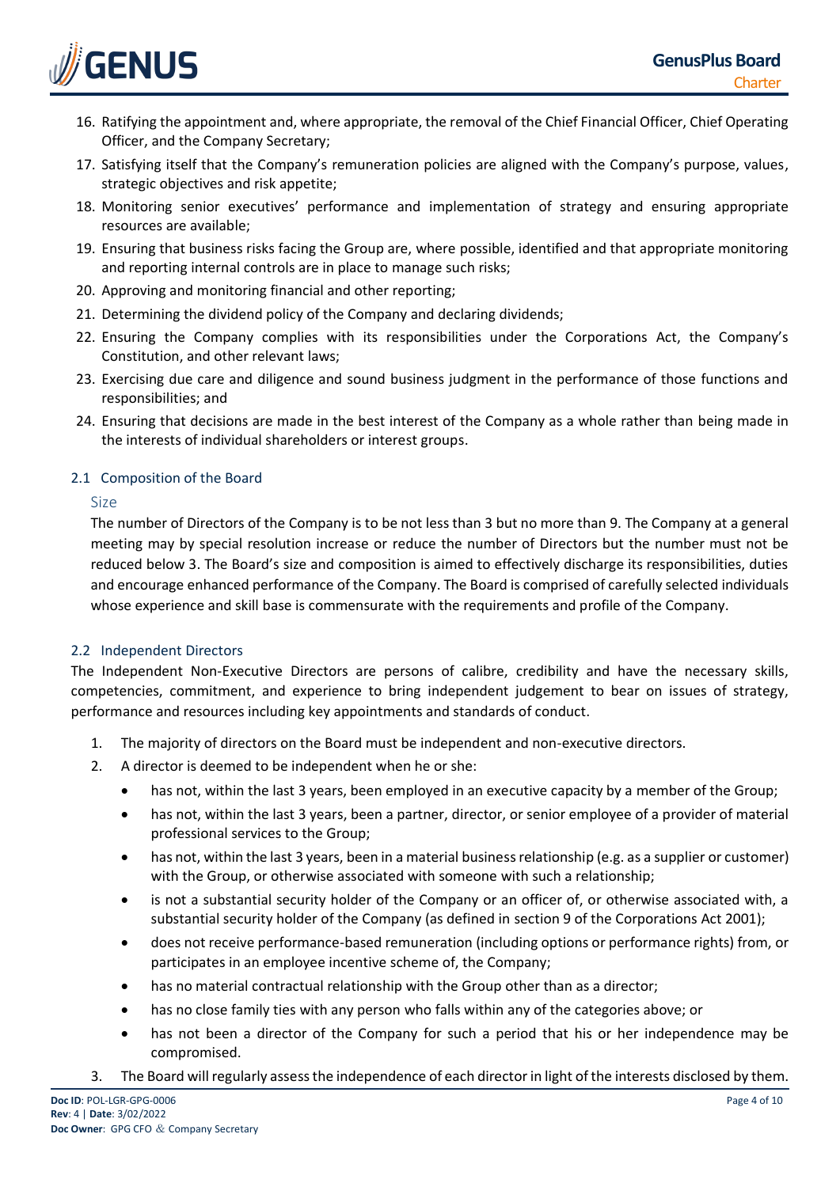16. Ratifying the appointment and, where appropriate, the removal of the Chief Financial Officer, Chief Operating Officer, and the Company Secretary;
17. Satisfying itself that the Company's remuneration policies are aligned with the Company's purpose, values, strategic objectives and risk appetite;
18. Monitoring senior executives' performance and implementation of strategy and ensuring appropriate resources are available;
19. Ensuring that business risks facing the Group are, where possible, identified and that appropriate monitoring and reporting internal controls are in place to manage such risks;
20. Approving and monitoring financial and other reporting;
21. Determining the dividend policy of the Company and declaring dividends;
22. Ensuring the Company complies with its responsibilities under the Corporations Act, the Company's Constitution, and other relevant laws;
23. Exercising due care and diligence and sound business judgment in the performance of those functions and responsibilities; and
24. Ensuring that decisions are made in the best interest of the Company as a whole rather than being made in the interests of individual shareholders or interest groups.

## 2.1 Composition of the Board

### Size

The number of Directors of the Company is to be not less than 3 but no more than 9. The Company at a general meeting may by special resolution increase or reduce the number of Directors but the number must not be reduced below 3. The Board's size and composition is aimed to effectively discharge its responsibilities, duties and encourage enhanced performance of the Company. The Board is comprised of carefully selected individuals whose experience and skill base is commensurate with the requirements and profile of the Company.

## 2.2 Independent Directors

The Independent Non-Executive Directors are persons of calibre, credibility and have the necessary skills, competencies, commitment, and experience to bring independent judgement to bear on issues of strategy, performance and resources including key appointments and standards of conduct.

1. The majority of directors on the Board must be independent and non-executive directors.
2. A director is deemed to be independent when he or she:
   - has not, within the last 3 years, been employed in an executive capacity by a member of the Group;
   - has not, within the last 3 years, been a partner, director, or senior employee of a provider of material professional services to the Group;
   - has not, within the last 3 years, been in a material business relationship (e.g. as a supplier or customer) with the Group, or otherwise associated with someone with such a relationship;
   - is not a substantial security holder of the Company or an officer of, or otherwise associated with, a substantial security holder of the Company (as defined in section 9 of the Corporations Act 2001);
   - does not receive performance-based remuneration (including options or performance rights) from, or participates in an employee incentive scheme of, the Company;
   - has no material contractual relationship with the Group other than as a director;
   - has no close family ties with any person who falls within any of the categories above; or
   - has not been a director of the Company for such a period that his or her independence may be compromised.
3. The Board will regularly assess the independence of each director in light of the interests disclosed by them.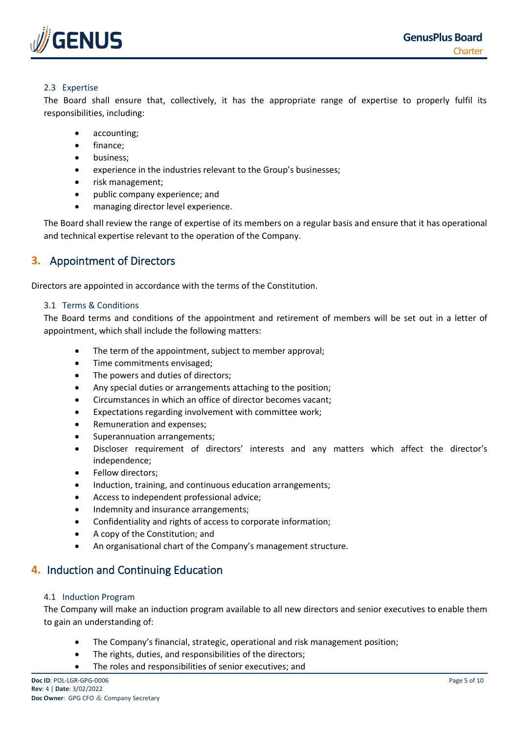### 2.3 Expertise

The Board shall ensure that, collectively, it has the appropriate range of expertise to properly fulfil its responsibilities, including:

- accounting;
- finance;
- business;
- experience in the industries relevant to the Group's businesses;
- risk management;
- public company experience; and
- managing director level experience.

The Board shall review the range of expertise of its members on a regular basis and ensure that it has operational and technical expertise relevant to the operation of the Company.

## 3. Appointment of Directors

Directors are appointed in accordance with the terms of the Constitution.

### 3.1 Terms & Conditions

The Board terms and conditions of the appointment and retirement of members will be set out in a letter of appointment, which shall include the following matters:

- The term of the appointment, subject to member approval;
- Time commitments envisaged;
- The powers and duties of directors;
- Any special duties or arrangements attaching to the position;
- Circumstances in which an office of director becomes vacant;
- Expectations regarding involvement with committee work;
- Remuneration and expenses;
- Superannuation arrangements;
- Discloser requirement of directors' interests and any matters which affect the director's independence;
- Fellow directors;
- Induction, training, and continuous education arrangements;
- Access to independent professional advice;
- Indemnity and insurance arrangements;
- Confidentiality and rights of access to corporate information;
- A copy of the Constitution; and
- An organisational chart of the Company's management structure.

## 4. Induction and Continuing Education

### 4.1 Induction Program

The Company will make an induction program available to all new directors and senior executives to enable them to gain an understanding of:

- The Company's financial, strategic, operational and risk management position;
- The rights, duties, and responsibilities of the directors;
- The roles and responsibilities of senior executives; and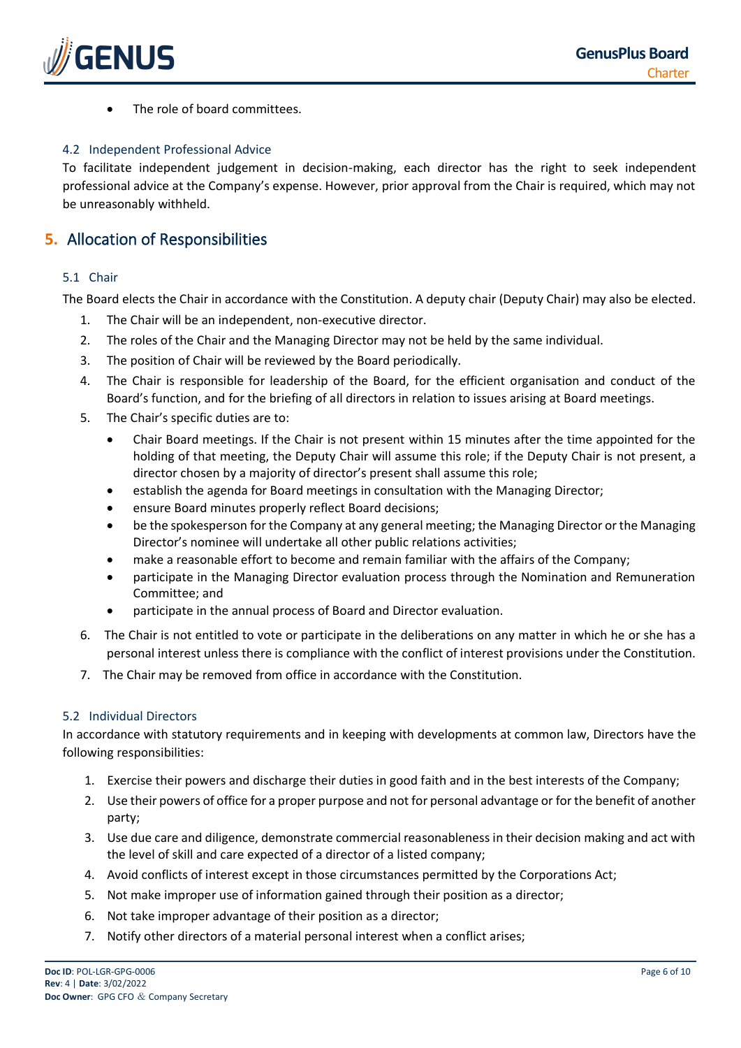- The role of board committees.

### 4.2 Independent Professional Advice

To facilitate independent judgement in decision-making, each director has the right to seek independent professional advice at the Company's expense. However, prior approval from the Chair is required, which may not be unreasonably withheld.

## 5. Allocation of Responsibilities

### 5.1 Chair

The Board elects the Chair in accordance with the Constitution. A deputy chair (Deputy Chair) may also be elected.

1. The Chair will be an independent, non-executive director.
2. The roles of the Chair and the Managing Director may not be held by the same individual.
3. The position of Chair will be reviewed by the Board periodically.
4. The Chair is responsible for leadership of the Board, for the efficient organisation and conduct of the Board's function, and for the briefing of all directors in relation to issues arising at Board meetings.
5. The Chair's specific duties are to:
   - Chair Board meetings. If the Chair is not present within 15 minutes after the time appointed for the holding of that meeting, the Deputy Chair will assume this role; if the Deputy Chair is not present, a director chosen by a majority of director's present shall assume this role;
   - establish the agenda for Board meetings in consultation with the Managing Director;
   - ensure Board minutes properly reflect Board decisions;
   - be the spokesperson for the Company at any general meeting; the Managing Director or the Managing Director's nominee will undertake all other public relations activities;
   - make a reasonable effort to become and remain familiar with the affairs of the Company;
   - participate in the Managing Director evaluation process through the Nomination and Remuneration Committee; and
   - participate in the annual process of Board and Director evaluation.
6. The Chair is not entitled to vote or participate in the deliberations on any matter in which he or she has a personal interest unless there is compliance with the conflict of interest provisions under the Constitution.
7. The Chair may be removed from office in accordance with the Constitution.

### 5.2 Individual Directors

In accordance with statutory requirements and in keeping with developments at common law, Directors have the following responsibilities:

1. Exercise their powers and discharge their duties in good faith and in the best interests of the Company;
2. Use their powers of office for a proper purpose and not for personal advantage or for the benefit of another party;
3. Use due care and diligence, demonstrate commercial reasonableness in their decision making and act with the level of skill and care expected of a director of a listed company;
4. Avoid conflicts of interest except in those circumstances permitted by the Corporations Act;
5. Not make improper use of information gained through their position as a director;
6. Not take improper advantage of their position as a director;
7. Notify other directors of a material personal interest when a conflict arises;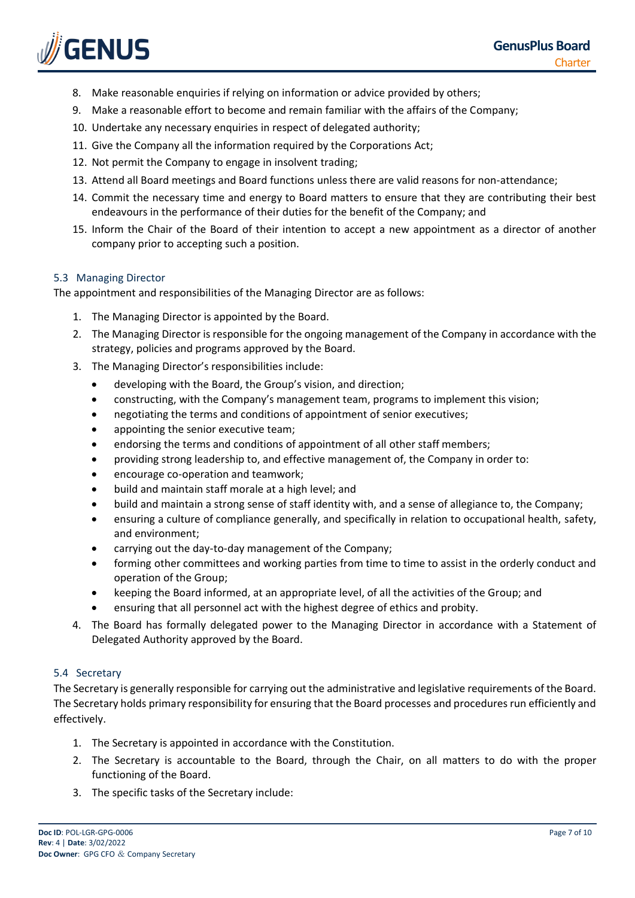8. Make reasonable enquiries if relying on information or advice provided by others;
9. Make a reasonable effort to become and remain familiar with the affairs of the Company;
10. Undertake any necessary enquiries in respect of delegated authority;
11. Give the Company all the information required by the Corporations Act;
12. Not permit the Company to engage in insolvent trading;
13. Attend all Board meetings and Board functions unless there are valid reasons for non-attendance;
14. Commit the necessary time and energy to Board matters to ensure that they are contributing their best endeavours in the performance of their duties for the benefit of the Company; and
15. Inform the Chair of the Board of their intention to accept a new appointment as a director of another company prior to accepting such a position.

### 5.3 Managing Director

The appointment and responsibilities of the Managing Director are as follows:

1. The Managing Director is appointed by the Board.
2. The Managing Director is responsible for the ongoing management of the Company in accordance with the strategy, policies and programs approved by the Board.
3. The Managing Director's responsibilities include:
   - developing with the Board, the Group's vision, and direction;
   - constructing, with the Company's management team, programs to implement this vision;
   - negotiating the terms and conditions of appointment of senior executives;
   - appointing the senior executive team;
   - endorsing the terms and conditions of appointment of all other staff members;
   - providing strong leadership to, and effective management of, the Company in order to:
   - encourage co-operation and teamwork;
   - build and maintain staff morale at a high level; and
   - build and maintain a strong sense of staff identity with, and a sense of allegiance to, the Company;
   - ensuring a culture of compliance generally, and specifically in relation to occupational health, safety, and environment;
   - carrying out the day-to-day management of the Company;
   - forming other committees and working parties from time to time to assist in the orderly conduct and operation of the Group;
   - keeping the Board informed, at an appropriate level, of all the activities of the Group; and
   - ensuring that all personnel act with the highest degree of ethics and probity.
4. The Board has formally delegated power to the Managing Director in accordance with a Statement of Delegated Authority approved by the Board.

### 5.4 Secretary

The Secretary is generally responsible for carrying out the administrative and legislative requirements of the Board. The Secretary holds primary responsibility for ensuring that the Board processes and procedures run efficiently and effectively.

1. The Secretary is appointed in accordance with the Constitution.
2. The Secretary is accountable to the Board, through the Chair, on all matters to do with the proper functioning of the Board.
3. The specific tasks of the Secretary include: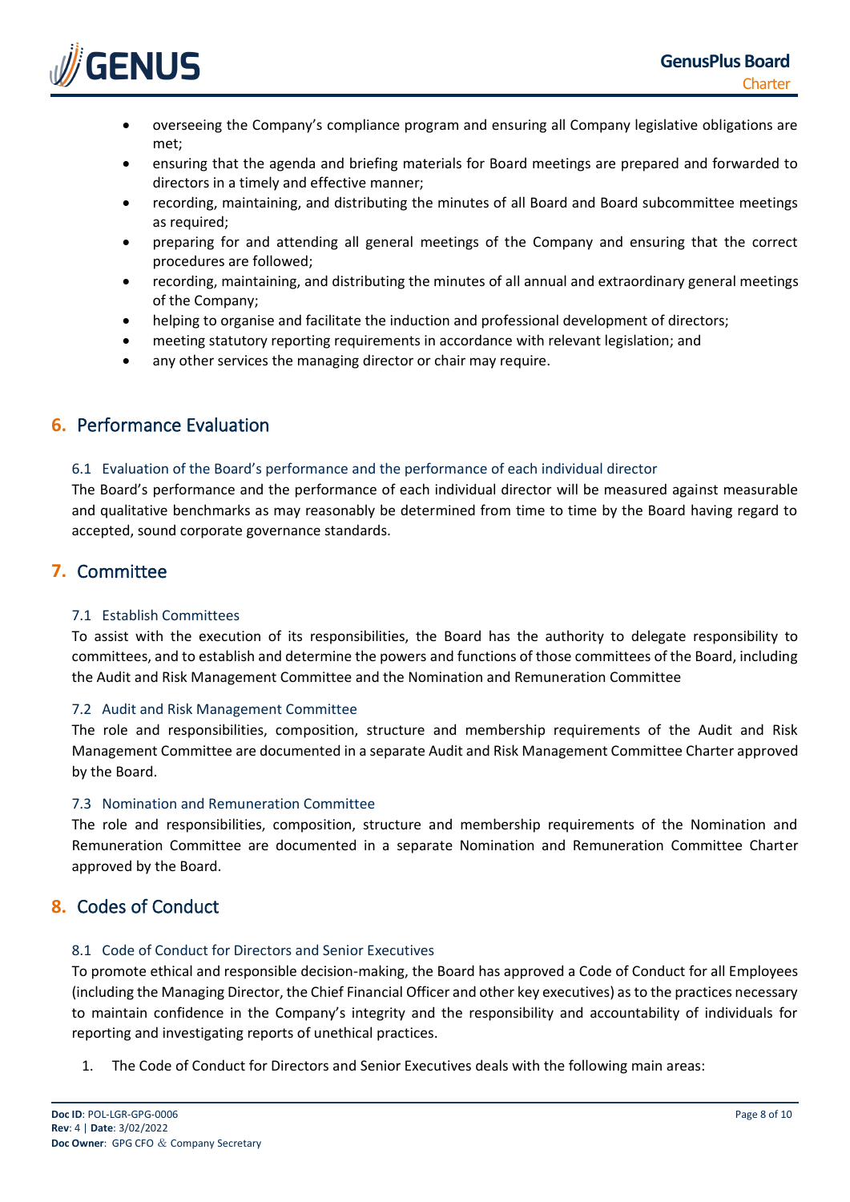- overseeing the Company's compliance program and ensuring all Company legislative obligations are met;
- ensuring that the agenda and briefing materials for Board meetings are prepared and forwarded to directors in a timely and effective manner;
- recording, maintaining, and distributing the minutes of all Board and Board subcommittee meetings as required;
- preparing for and attending all general meetings of the Company and ensuring that the correct procedures are followed;
- recording, maintaining, and distributing the minutes of all annual and extraordinary general meetings of the Company;
- helping to organise and facilitate the induction and professional development of directors;
- meeting statutory reporting requirements in accordance with relevant legislation; and
- any other services the managing director or chair may require.

## 6. Performance Evaluation

### 6.1 Evaluation of the Board's performance and the performance of each individual director

The Board's performance and the performance of each individual director will be measured against measurable and qualitative benchmarks as may reasonably be determined from time to time by the Board having regard to accepted, sound corporate governance standards.

## 7. Committee

### 7.1 Establish Committees

To assist with the execution of its responsibilities, the Board has the authority to delegate responsibility to committees, and to establish and determine the powers and functions of those committees of the Board, including the Audit and Risk Management Committee and the Nomination and Remuneration Committee

### 7.2 Audit and Risk Management Committee

The role and responsibilities, composition, structure and membership requirements of the Audit and Risk Management Committee are documented in a separate Audit and Risk Management Committee Charter approved by the Board.

### 7.3 Nomination and Remuneration Committee

The role and responsibilities, composition, structure and membership requirements of the Nomination and Remuneration Committee are documented in a separate Nomination and Remuneration Committee Charter approved by the Board.

## 8. Codes of Conduct

### 8.1 Code of Conduct for Directors and Senior Executives

To promote ethical and responsible decision-making, the Board has approved a Code of Conduct for all Employees (including the Managing Director, the Chief Financial Officer and other key executives) as to the practices necessary to maintain confidence in the Company's integrity and the responsibility and accountability of individuals for reporting and investigating reports of unethical practices.

1. The Code of Conduct for Directors and Senior Executives deals with the following main areas: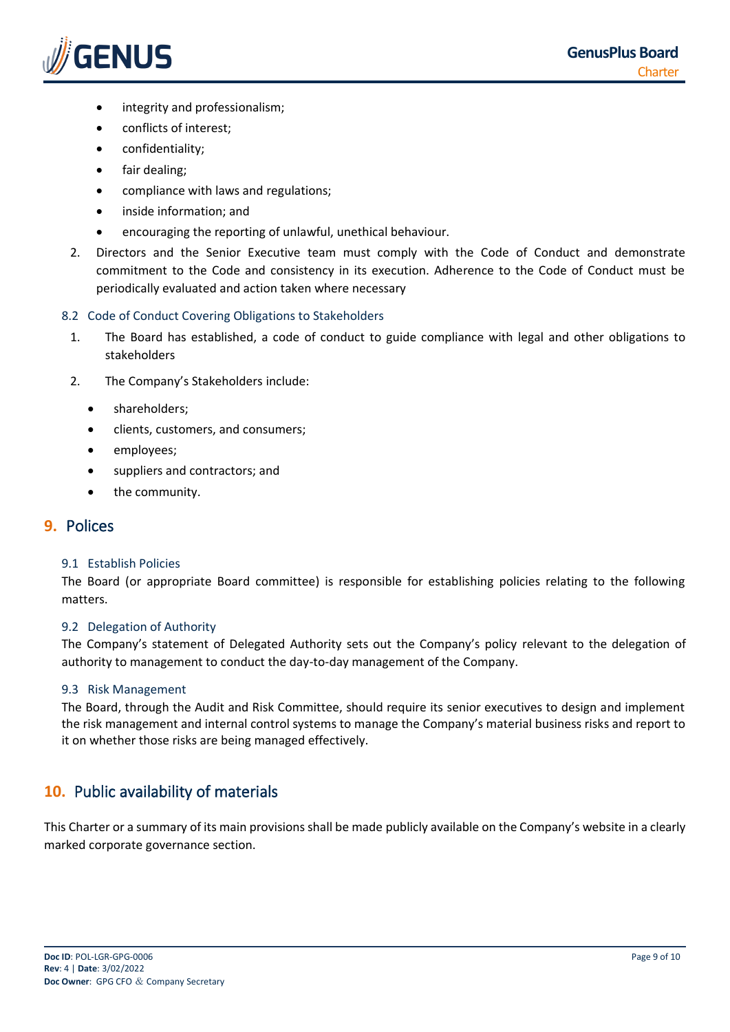- integrity and professionalism;
- conflicts of interest;
- confidentiality;
- fair dealing;
- compliance with laws and regulations;
- inside information; and
- encouraging the reporting of unlawful, unethical behaviour.

2. Directors and the Senior Executive team must comply with the Code of Conduct and demonstrate commitment to the Code and consistency in its execution. Adherence to the Code of Conduct must be periodically evaluated and action taken where necessary

### 8.2 Code of Conduct Covering Obligations to Stakeholders

1. The Board has established, a code of conduct to guide compliance with legal and other obligations to stakeholders
2. The Company's Stakeholders include:

- shareholders;
- clients, customers, and consumers;
- employees;
- suppliers and contractors; and
- the community.

## 9. Polices

### 9.1 Establish Policies

The Board (or appropriate Board committee) is responsible for establishing policies relating to the following matters.

### 9.2 Delegation of Authority

The Company's statement of Delegated Authority sets out the Company's policy relevant to the delegation of authority to management to conduct the day-to-day management of the Company.

### 9.3 Risk Management

The Board, through the Audit and Risk Committee, should require its senior executives to design and implement the risk management and internal control systems to manage the Company's material business risks and report to it on whether those risks are being managed effectively.

## 10. Public availability of materials

This Charter or a summary of its main provisions shall be made publicly available on the Company's website in a clearly marked corporate governance section.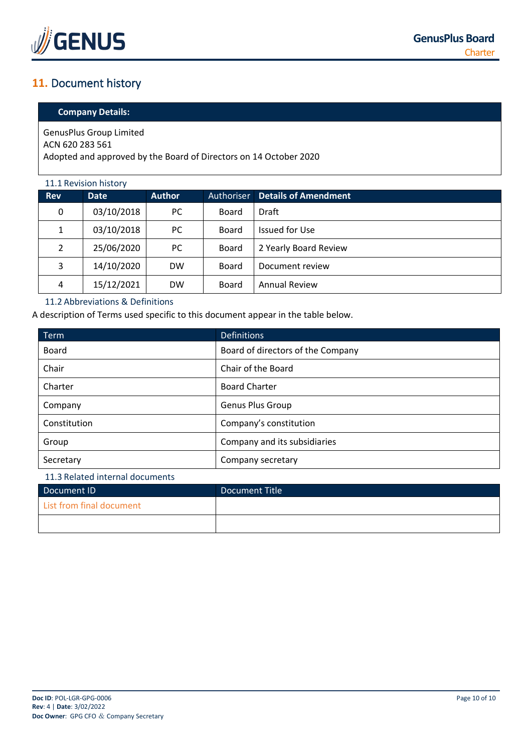## 11. Document history

| Company Details: |
|---|
| GenusPlus Group Limited<br>ACN 620 283 561<br>Adopted and approved by the Board of Directors on 14 October 2020 |

### 11.1 Revision history

| Rev | Date | Author | Authoriser | Details of Amendment |
|---|---|---|---|---|
| 0 | 03/10/2018 | PC | Board | Draft |
| 1 | 03/10/2018 | PC | Board | Issued for Use |
| 2 | 25/06/2020 | PC | Board | 2 Yearly Board Review |
| 3 | 14/10/2020 | DW | Board | Document review |
| 4 | 15/12/2021 | DW | Board | Annual Review |

### 11.2 Abbreviations & Definitions

A description of Terms used specific to this document appear in the table below.

| Term | Definitions |
|---|---|
| Board | Board of directors of the Company |
| Chair | Chair of the Board |
| Charter | Board Charter |
| Company | Genus Plus Group |
| Constitution | Company's constitution |
| Group | Company and its subsidiaries |
| Secretary | Company secretary |

### 11.3 Related internal documents

| Document ID | Document Title |
|---|---|
| List from final document | |
| | |

**Doc ID**: POL-LGR-GPG-0006
**Rev**: 4 | **Date**: 3/02/2022
**Doc Owner**: GPG CFO & Company Secretary